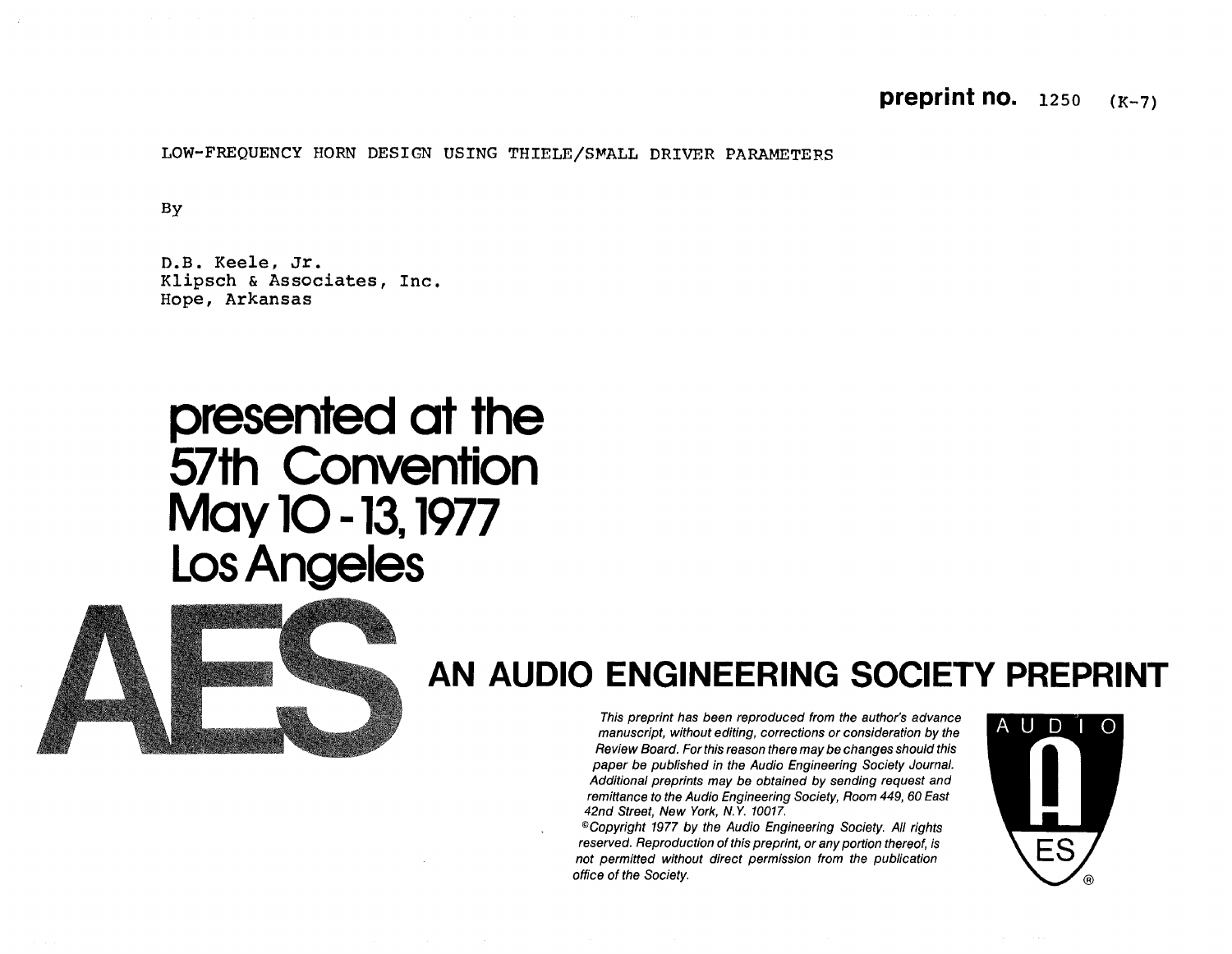**preprint no.** 1250 (K-7)

LOW-FREQUENCY HORN DESIGN USING THIELE/SMALL DRIVER PARAMETERS

By

D.B. Keele, Jr.
Klipsch & Associates, Inc.
Hope, Arkansas

# presented at the 57th Convention May 10 - 13, 1977 Los Angeles

AES

## AN AUDIO ENGINEERING SOCIETY PREPRINT

*This preprint has been reproduced from the author's advance manuscript, without editing, corrections or consideration by the Review Board. For this reason there may be changes should this paper be published in the Audio Engineering Society Journal. Additional preprints may be obtained by sending request and remittance to the Audio Engineering Society, Room 449, 60 East 42nd Street, New York, N.Y. 10017.*

*©Copyright 1977 by the Audio Engineering Society. All rights reserved. Reproduction of this preprint, or any portion thereof, is not permitted without direct permission from the publication office of the Society.*

AUDIO ES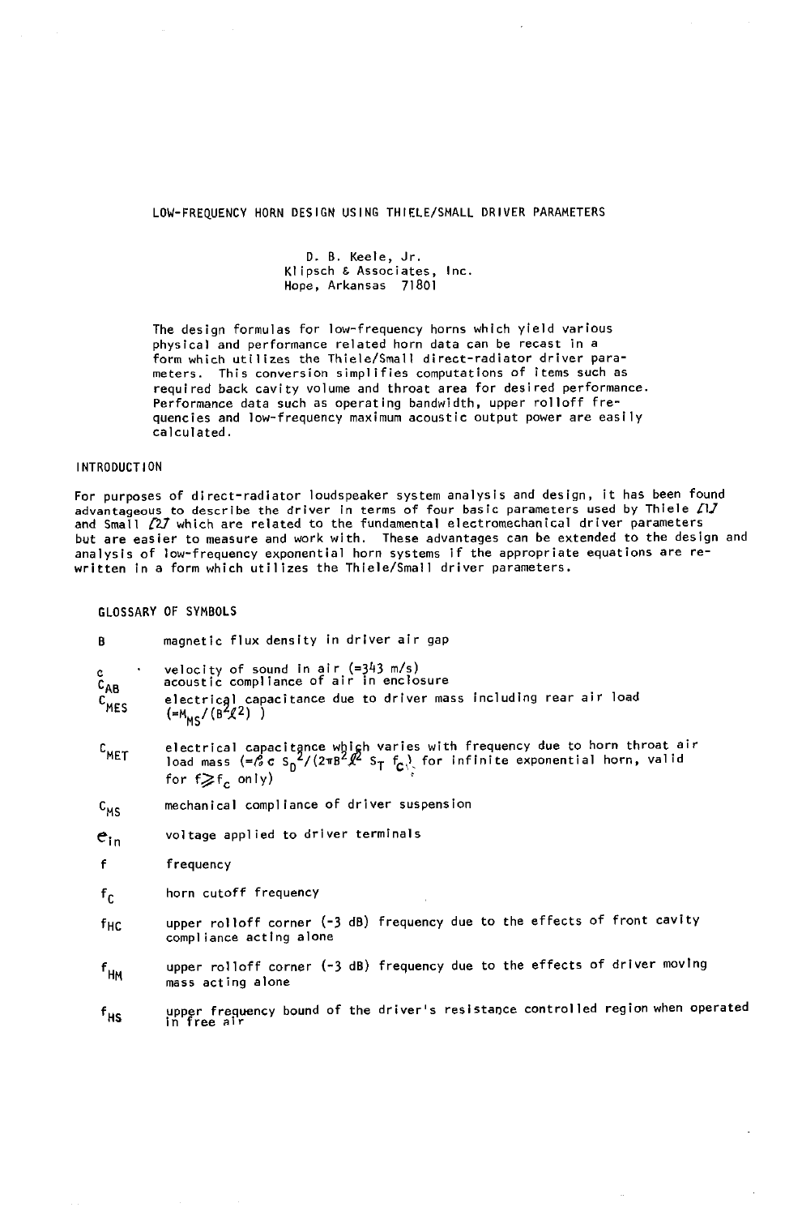# LOW-FREQUENCY HORN DESIGN USING THIELE/SMALL DRIVER PARAMETERS

D. B. Keele, Jr.
Klipsch & Associates, Inc.
Hope, Arkansas 71801

The design formulas for low-frequency horns which yield various physical and performance related horn data can be recast in a form which utilizes the Thiele/Small direct-radiator driver parameters. This conversion simplifies computations of items such as required back cavity volume and throat area for desired performance. Performance data such as operating bandwidth, upper rolloff frequencies and low-frequency maximum acoustic output power are easily calculated.

## INTRODUCTION

For purposes of direct-radiator loudspeaker system analysis and design, it has been found advantageous to describe the driver in terms of four basic parameters used by Thiele [1] and Small [2] which are related to the fundamental electromechanical driver parameters but are easier to measure and work with. These advantages can be extended to the design and analysis of low-frequency exponential horn systems if the appropriate equations are rewritten in a form which utilizes the Thiele/Small driver parameters.

## GLOSSARY OF SYMBOLS

| Symbol | Definition |
|---|---|
| $B$ | magnetic flux density in driver air gap |
| $c$ | velocity of sound in air (=343 m/s) |
| $C_{AB}$ | acoustic compliance of air in enclosure |
| $C_{MES}$ | electrical capacitance due to driver mass including rear air load ($=M_{MS}/(B^2\ell^2)$ ) |
| $C_{MET}$ | electrical capacitance which varies with frequency due to horn throat air load mass ($=\rho_0 c\, S_D^2/(2\pi B^2\ell^2\, S_T\, f_C)$ for infinite exponential horn, valid for $f \gg f_C$ only) |
| $C_{MS}$ | mechanical compliance of driver suspension |
| $e_{in}$ | voltage applied to driver terminals |
| $f$ | frequency |
| $f_C$ | horn cutoff frequency |
| $f_{HC}$ | upper rolloff corner (-3 dB) frequency due to the effects of front cavity compliance acting alone |
| $f_{HM}$ | upper rolloff corner (-3 dB) frequency due to the effects of driver moving mass acting alone |
| $f_{HS}$ | upper frequency bound of the driver's resistance controlled region when operated in free air |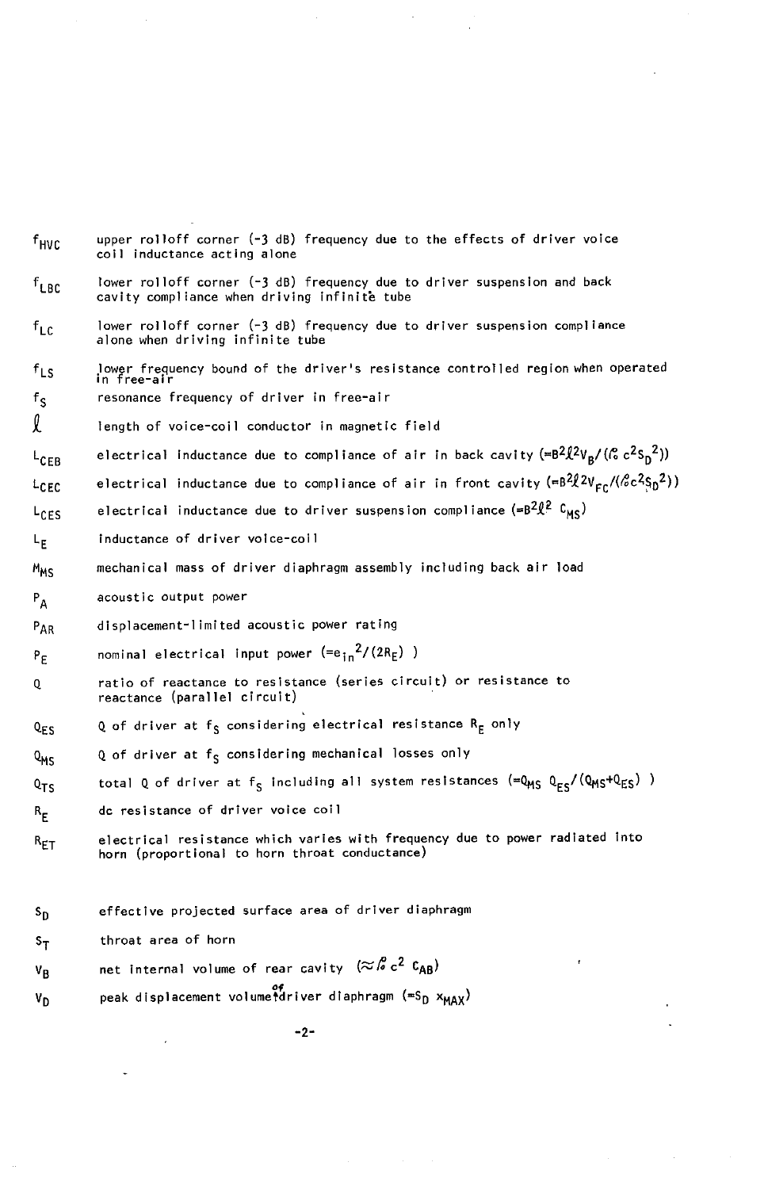| | |
|---|---|
| $f_{HVC}$ | upper rolloff corner (-3 dB) frequency due to the effects of driver voice coil inductance acting alone |
| $f_{LBC}$ | lower rolloff corner (-3 dB) frequency due to driver suspension and back cavity compliance when driving infinite tube |
| $f_{LC}$ | lower rolloff corner (-3 dB) frequency due to driver suspension compliance alone when driving infinite tube |
| $f_{LS}$ | lower frequency bound of the driver's resistance controlled region when operated in free-air |
| $f_S$ | resonance frequency of driver in free-air |
| $\ell$ | length of voice-coil conductor in magnetic field |
| $L_{CEB}$ | electrical inductance due to compliance of air in back cavity ($=B^2\ell^2 V_B/(\rho_o c^2 S_D{}^2)$) |
| $L_{CEC}$ | electrical inductance due to compliance of air in front cavity ($=B^2\ell^2 V_{FC}/(\rho_o c^2 S_D{}^2)$) |
| $L_{CES}$ | electrical inductance due to driver suspension compliance ($=B^2\ell^2\ C_{MS}$) |
| $L_E$ | inductance of driver voice-coil |
| $M_{MS}$ | mechanical mass of driver diaphragm assembly including back air load |
| $P_A$ | acoustic output power |
| $P_{AR}$ | displacement-limited acoustic power rating |
| $P_E$ | nominal electrical input power ($=e_{in}{}^2/(2R_E)$ ) |
| $Q$ | ratio of reactance to resistance (series circuit) or resistance to reactance (parallel circuit) |
| $Q_{ES}$ | Q of driver at $f_S$ considering electrical resistance $R_E$ only |
| $Q_{MS}$ | Q of driver at $f_S$ considering mechanical losses only |
| $Q_{TS}$ | total Q of driver at $f_S$ including all system resistances ($=Q_{MS}\ Q_{ES}/(Q_{MS}+Q_{ES})$ ) |
| $R_E$ | dc resistance of driver voice coil |
| $R_{ET}$ | electrical resistance which varies with frequency due to power radiated into horn (proportional to horn throat conductance) |
| $S_D$ | effective projected surface area of driver diaphragm |
| $S_T$ | throat area of horn |
| $V_B$ | net internal volume of rear cavity ($\approx \rho_o c^2\ C_{AB}$) |
| $V_D$ | peak displacement volume of driver diaphragm ($=S_D\ x_{MAX}$) |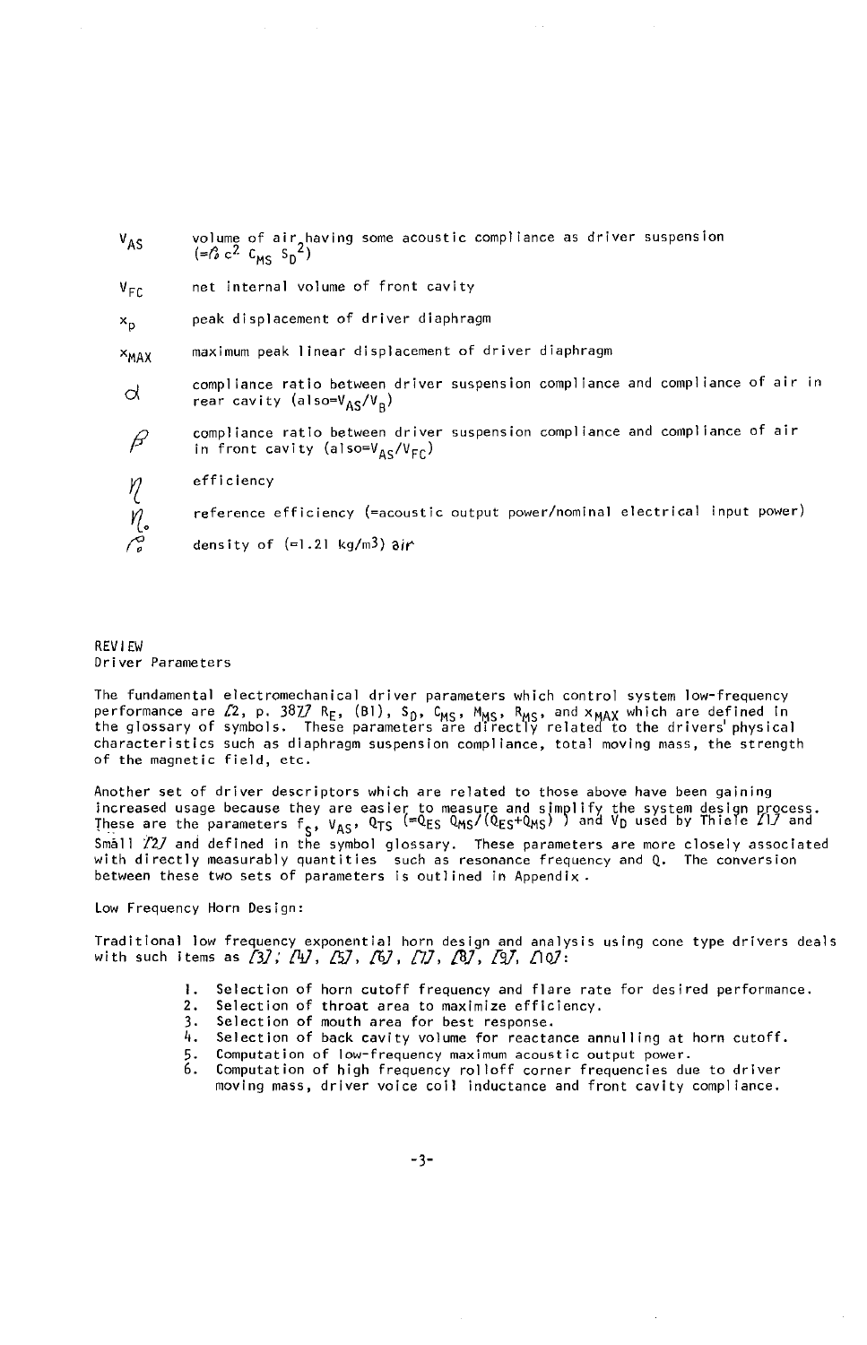| | |
|---|---|
| $V_{AS}$ | volume of air having some acoustic compliance as driver suspension ($=\rho_0 c^2 C_{MS} S_D^2$) |
| $V_{FC}$ | net internal volume of front cavity |
| $x_p$ | peak displacement of driver diaphragm |
| $x_{MAX}$ | maximum peak linear displacement of driver diaphragm |
| $\alpha$ | compliance ratio between driver suspension compliance and compliance of air in rear cavity (also$=V_{AS}/V_B$) |
| $\beta$ | compliance ratio between driver suspension compliance and compliance of air in front cavity (also$=V_{AS}/V_{FC}$) |
| $\eta$ | efficiency |
| $\eta_o$ | reference efficiency (=acoustic output power/nominal electrical input power) |
| $\rho_o$ | density of (=1.21 kg/m$^3$) air |

REVIEW
Driver Parameters

The fundamental electromechanical driver parameters which control system low-frequency performance are [2, p. 387] $R_E$, (Bl), $S_D$, $C_{MS}$, $M_{MS}$, $R_{MS}$, and $x_{MAX}$ which are defined in the glossary of symbols. These parameters are directly related to the drivers' physical characteristics such as diaphragm suspension compliance, total moving mass, the strength of the magnetic field, etc.

Another set of driver descriptors which are related to those above have been gaining increased usage because they are easier to measure and simplify the system design process. These are the parameters $f_S$, $V_{AS}$, $Q_{TS}$ ($=Q_{ES}\,Q_{MS}/(Q_{ES}+Q_{MS})$) and $V_D$ used by Thiele [1] and Small [2] and defined in the symbol glossary. These parameters are more closely associated with directly measurably quantities such as resonance frequency and Q. The conversion between these two sets of parameters is outlined in Appendix .

Low Frequency Horn Design:

Traditional low frequency exponential horn design and analysis using cone type drivers deals with such items as [3]; [4], [5], [6], [7], [8], [9], [10]:

1. Selection of horn cutoff frequency and flare rate for desired performance.
2. Selection of throat area to maximize efficiency.
3. Selection of mouth area for best response.
4. Selection of back cavity volume for reactance annulling at horn cutoff.
5. Computation of low-frequency maximum acoustic output power.
6. Computation of high frequency rolloff corner frequencies due to driver moving mass, driver voice coil inductance and front cavity compliance.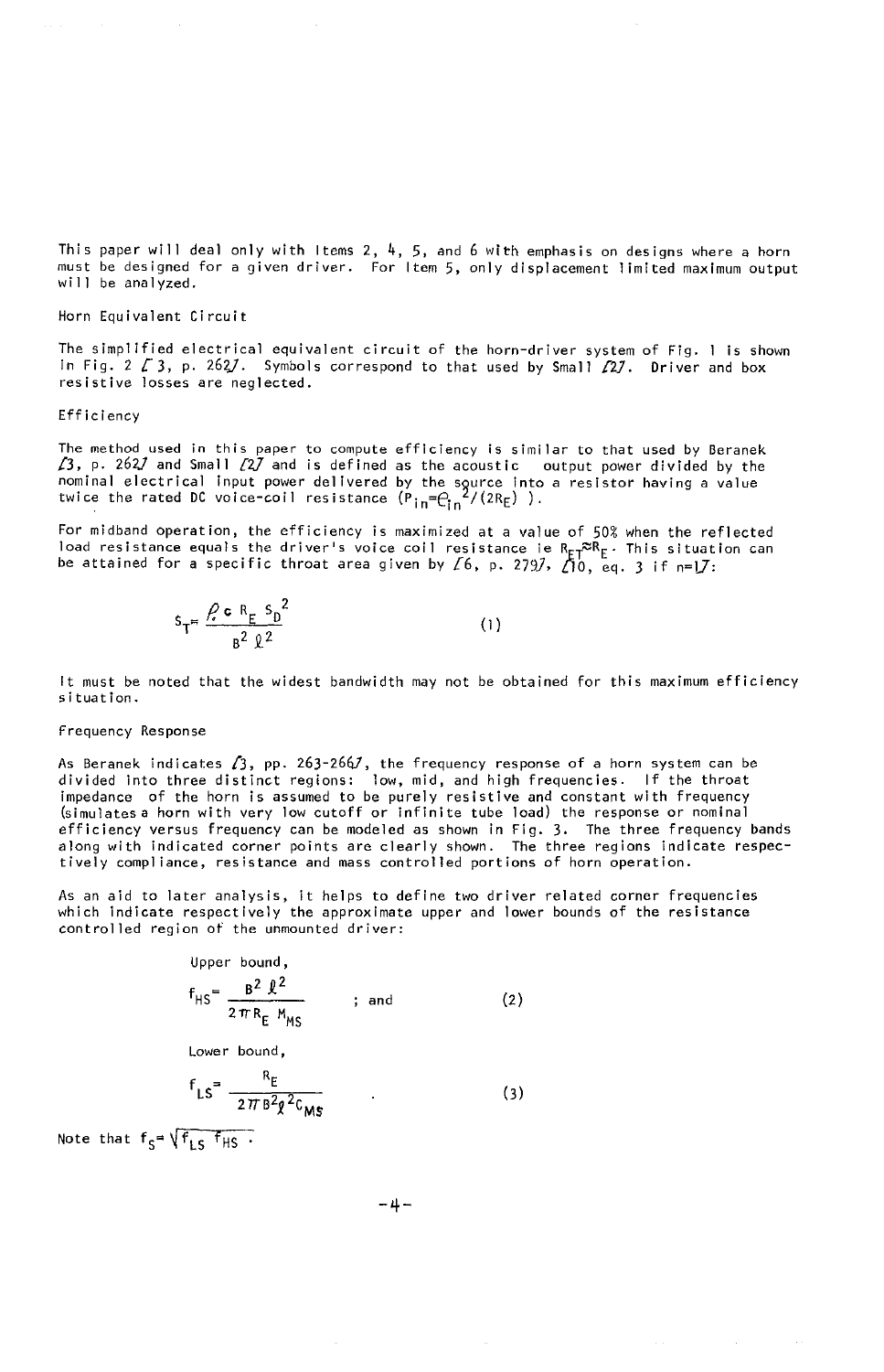This paper will deal only with Items 2, 4, 5, and 6 with emphasis on designs where a horn must be designed for a given driver. For Item 5, only displacement limited maximum output will be analyzed.

## Horn Equivalent Circuit

The simplified electrical equivalent circuit of the horn-driver system of Fig. 1 is shown in Fig. 2 [3, p. 262]. Symbols correspond to that used by Small [2]. Driver and box resistive losses are neglected.

## Efficiency

The method used in this paper to compute efficiency is similar to that used by Beranek [3, p. 262] and Small [2] and is defined as the acoustic output power divided by the nominal electrical input power delivered by the source into a resistor having a value twice the rated DC voice-coil resistance ($P_{in}=e_{in}^2/(2R_E)$ ).

For midband operation, the efficiency is maximized at a value of 50% when the reflected load resistance equals the driver's voice coil resistance ie $R_{ET} \approx R_E$. This situation can be attained for a specific throat area given by [6, p. 279], [10, eq. 3 if n=1]:

$$S_T = \frac{\rho c \, R_E \, S_D^2}{B^2 \, \ell^2} \tag{1}$$

It must be noted that the widest bandwidth may not be obtained for this maximum efficiency situation.

## Frequency Response

As Beranek indicates [3, pp. 263-266], the frequency response of a horn system can be divided into three distinct regions: low, mid, and high frequencies. If the throat impedance of the horn is assumed to be purely resistive and constant with frequency (simulates a horn with very low cutoff or infinite tube load) the response or nominal efficiency versus frequency can be modeled as shown in Fig. 3. The three frequency bands along with indicated corner points are clearly shown. The three regions indicate respectively compliance, resistance and mass controlled portions of horn operation.

As an aid to later analysis, it helps to define two driver related corner frequencies which indicate respectively the approximate upper and lower bounds of the resistance controlled region of the unmounted driver:

Upper bound,

$$f_{HS} = \frac{B^2 \, \ell^2}{2\pi R_E \, M_{MS}} \quad ; \text{ and} \tag{2}$$

Lower bound,

$$f_{LS} = \frac{R_E}{2\pi B^2 \ell^2 C_{MS}} \quad . \tag{3}$$

Note that $f_S = \sqrt{f_{LS} \, f_{HS}}$ .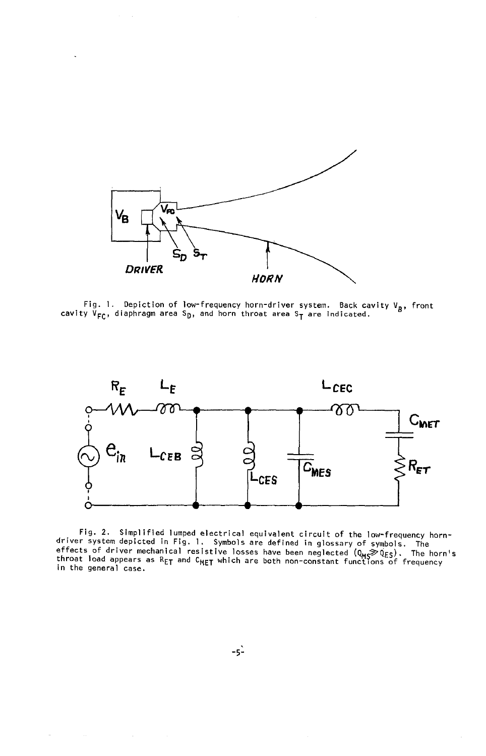Fig. 1. Depiction of low-frequency horn-driver system. Back cavity $V_B$, front cavity $V_{FC}$, diaphragm area $S_D$, and horn throat area $S_T$ are indicated.

Fig. 2. Simplified lumped electrical equivalent circuit of the low-frequency horn-driver system depicted in Fig. 1. Symbols are defined in glossary of symbols. The effects of driver mechanical resistive losses have been neglected ($Q_{MS} \gg Q_{ES}$). The horn's throat load appears as $R_{ET}$ and $C_{MET}$ which are both non-constant functions of frequency in the general case.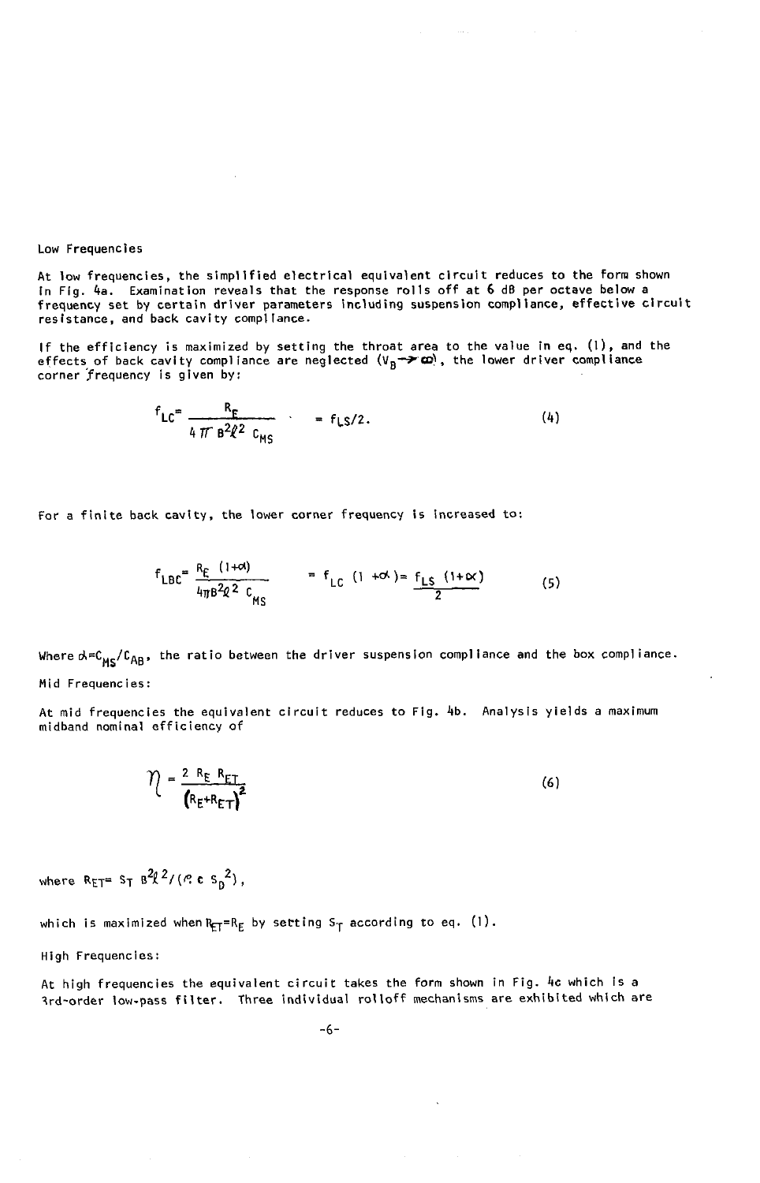### Low Frequencies

At low frequencies, the simplified electrical equivalent circuit reduces to the form shown in Fig. 4a. Examination reveals that the response rolls off at 6 dB per octave below a frequency set by certain driver parameters including suspension compliance, effective circuit resistance, and back cavity compliance.

If the efficiency is maximized by setting the throat area to the value in eq. (1), and the effects of back cavity compliance are neglected ($V_B \rightarrow \infty$), the lower driver compliance corner frequency is given by:

$$f_{LC} = \frac{R_E}{4\pi B^2 \ell^2 C_{MS}} = f_{LS}/2. \tag{4}$$

For a finite back cavity, the lower corner frequency is increased to:

$$f_{LBC} = \frac{R_E (1+\alpha)}{4\pi B^2 \ell^2 C_{MS}} = f_{LC}(1+\alpha) = \frac{f_{LS}(1+\alpha)}{2} \tag{5}$$

Where $\alpha = C_{MS}/C_{AB}$, the ratio between the driver suspension compliance and the box compliance.

### Mid Frequencies:

At mid frequencies the equivalent circuit reduces to Fig. 4b. Analysis yields a maximum midband nominal efficiency of

$$\eta = \frac{2 R_E R_{ET}}{(R_E + R_{ET})^2} \tag{6}$$

where $R_{ET} = S_T B^2 \ell^2 / (\rho c S_D^2)$,

which is maximized when $R_{ET} = R_E$ by setting $S_T$ according to eq. (1).

### High Frequencies:

At high frequencies the equivalent circuit takes the form shown in Fig. 4c which is a 3rd-order low-pass filter. Three individual rolloff mechanisms are exhibited which are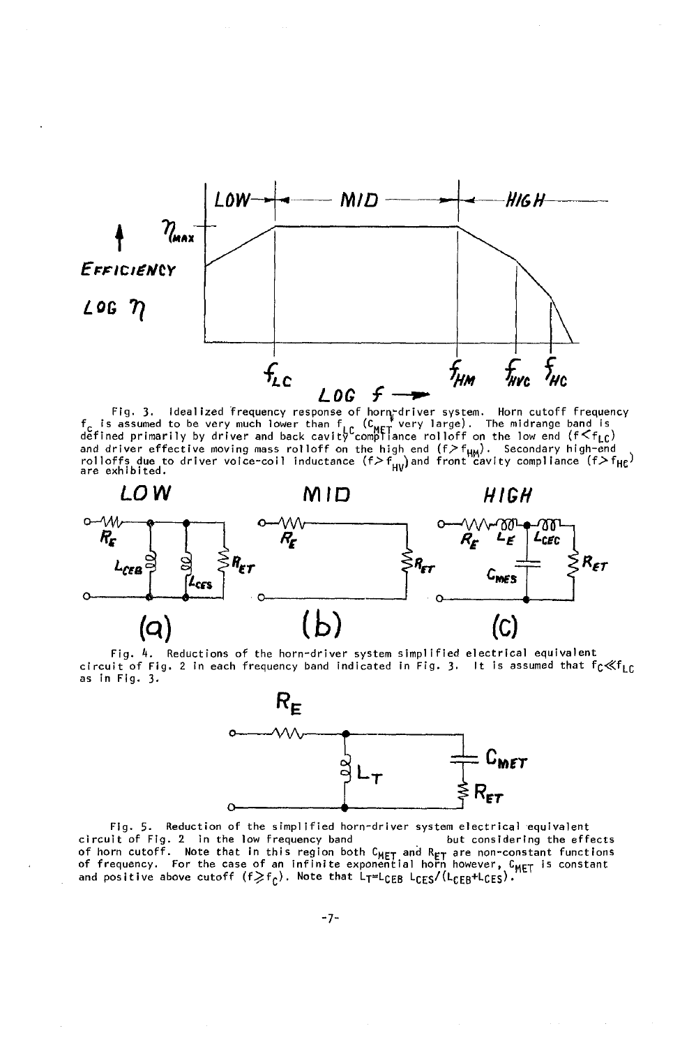Fig. 3. Idealized frequency response of horn-driver system. Horn cutoff frequency $f_C$ is assumed to be very much lower than $f_{LC}$ ($C_{MET}$ very large). The midrange band is defined primarily by driver and back cavity compliance rolloff on the low end ($f<f_{LC}$) and driver effective moving mass rolloff on the high end ($f>f_{HM}$). Secondary high-end rolloffs due to driver voice-coil inductance ($f>f_{HV}$) and front cavity compliance ($f>f_{HC}$) are exhibited.

Fig. 4. Reductions of the horn-driver system simplified equivalent circuit of Fig. 2 in each frequency band indicated in Fig. 3. It is assumed that $f_C \ll f_{LC}$ as in Fig. 3.

Fig. 5. Reduction of the simplified horn-driver system electrical equivalent circuit of Fig. 2 in the low frequency band but considering the effects of horn cutoff. Note that in this region both $C_{MET}$ and $R_{ET}$ are non-constant functions of frequency. For the case of an infinite exponential horn however, $C_{MET}$ is constant and positive above cutoff ($f \geqslant f_C$). Note that $L_T = L_{CEB} L_{CES}/(L_{CEB}+L_{CES})$.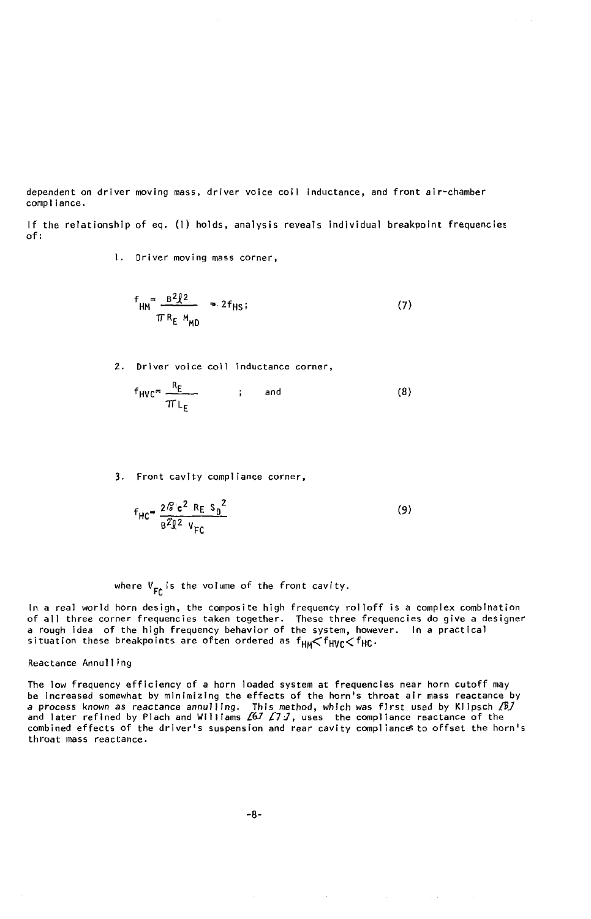dependent on driver moving mass, driver voice coil inductance, and front air-chamber compliance.

If the relationship of eq. (1) holds, analysis reveals individual breakpoint frequencies of:

1. Driver moving mass corner,

$$f_{HM} = \frac{B^2 \ell^2}{\pi R_E M_{MD}} \approx 2 f_{HS}; \tag{7}$$

2. Driver voice coil inductance corner,

$$f_{HVC} = \frac{R_E}{\pi L_E} \quad ; \quad \text{and} \tag{8}$$

3. Front cavity compliance corner,

$$f_{HC} = \frac{2 \rho c^2 R_E S_D^2}{B^2 \ell^2 V_{FC}} \tag{9}$$

where $V_{FC}$ is the volume of the front cavity.

In a real world horn design, the composite high frequency rolloff is a complex combination of all three corner frequencies taken together. These three frequencies do give a designer a rough idea of the high frequency behavior of the system, however. In a practical situation these breakpoints are often ordered as $f_{HM} < f_{HVC} < f_{HC}$.

## Reactance Annulling

The low frequency efficiency of a horn loaded system at frequencies near horn cutoff may be increased somewhat by minimizing the effects of the horn's throat air mass reactance by *a process known as reactance annulling. This method, which was first used by* Klipsch [5] and later refined by Plach and Williams [6] [7], uses the compliance reactance of the combined effects of the driver's suspension and rear cavity compliances to offset the horn's throat mass reactance.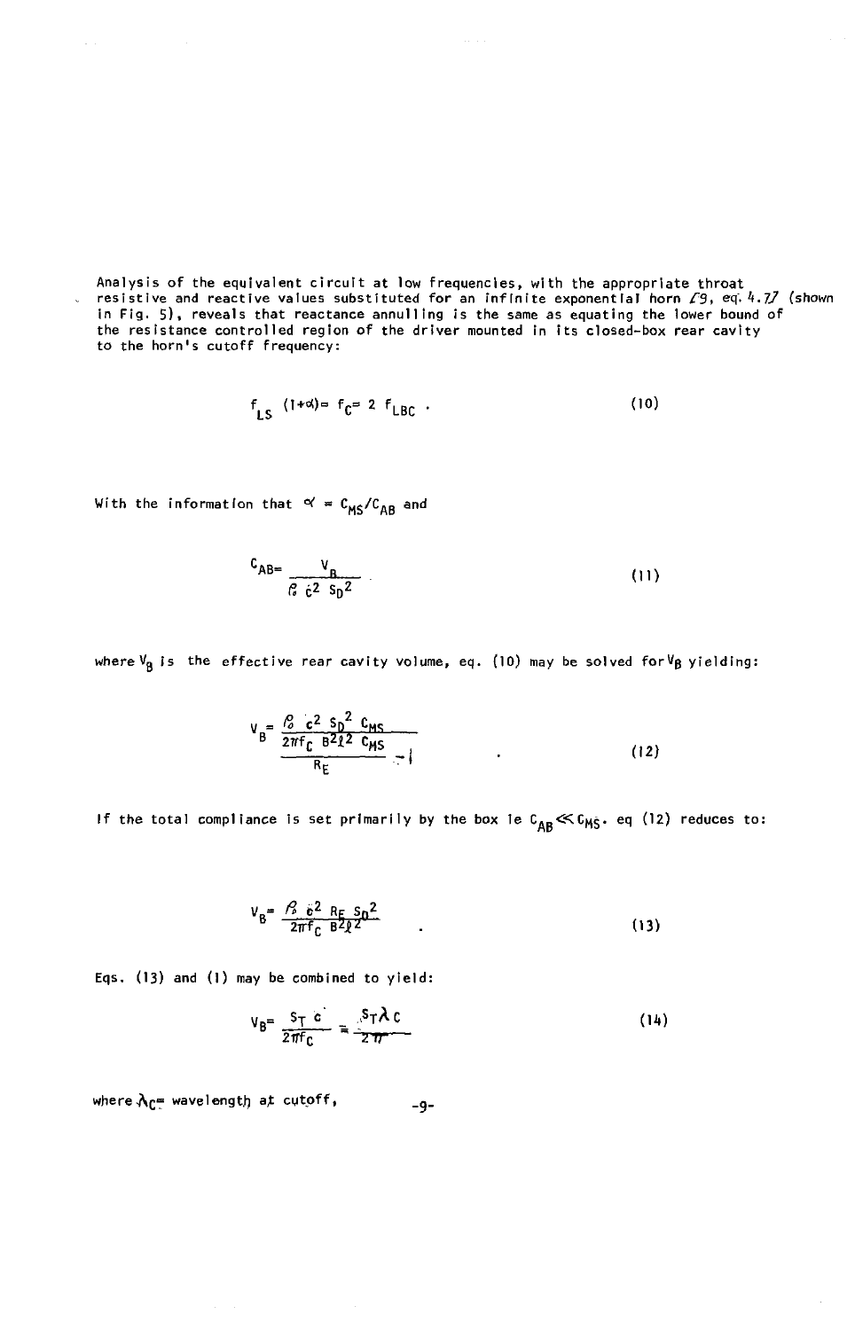Analysis of the equivalent circuit at low frequencies, with the appropriate throat resistive and reactive values substituted for an infinite exponential horn [9, eq. 4.7] (shown in Fig. 5), reveals that reactance annulling is the same as equating the lower bound of the resistance controlled region of the driver mounted in its closed-box rear cavity to the horn's cutoff frequency:

$$f_{LS}\,(1+\alpha) = f_C = 2\, f_{LBC} \; . \tag{10}$$

With the information that $\alpha = C_{MS}/C_{AB}$ and

$$C_{AB} = \frac{V_B}{\rho_o\, c^2\, S_D{}^2} \; . \tag{11}$$

where $V_B$ is the effective rear cavity volume, eq. (10) may be solved for $V_B$ yielding:

$$V_B = \frac{\rho_o\, c^2\, S_D{}^2\, C_{MS}}{\dfrac{2\pi f_C\, B^2 \ell^2\, C_{MS}}{R_E} - 1} \; . \tag{12}$$

If the total compliance is set primarily by the box ie $C_{AB} \ll C_{MS}$. eq (12) reduces to:

$$V_B = \frac{\rho_o\, c^2\, R_E\, S_D{}^2}{2\pi f_C\, B^2 \ell^2} \; . \tag{13}$$

Eqs. (13) and (1) may be combined to yield:

$$V_B = \frac{S_T\, c}{2\pi f_C} = \frac{S_T \lambda_C}{2\pi} \tag{14}$$

where $\lambda_C$ = wavelength at cutoff,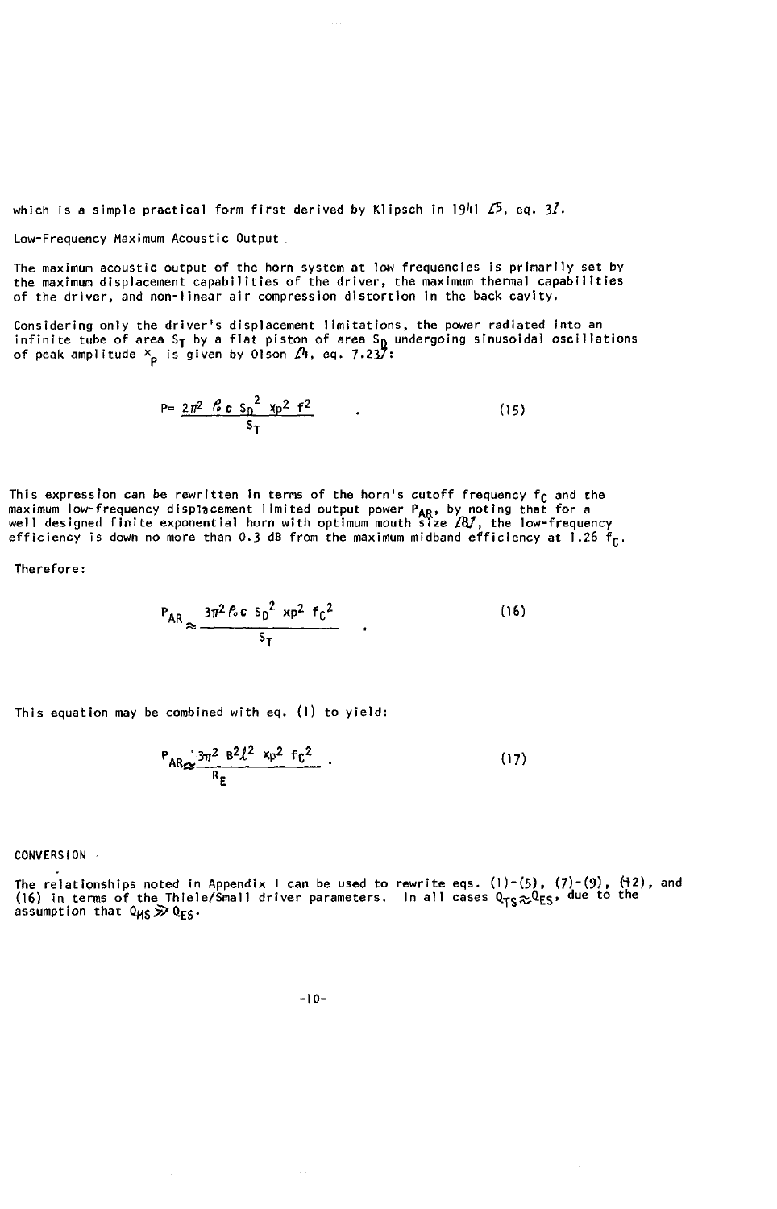which is a simple practical form first derived by Klipsch in 1941 [5, eq. 3].

Low-Frequency Maximum Acoustic Output

The maximum acoustic output of the horn system at low frequencies is primarily set by the maximum displacement capabilities of the driver, the maximum thermal capabilities of the driver, and non-linear air compression distortion in the back cavity.

Considering only the driver's displacement limitations, the power radiated into an infinite tube of area $S_T$ by a flat piston of area $S_D$ undergoing sinusoidal oscillations of peak amplitude $x_p$ is given by Olson [4, eq. 7.23]:

$$P = \frac{2\pi^2 \rho_o c \, S_D^2 \, x_p^2 \, f^2}{S_T} \quad . \tag{15}$$

This expression can be rewritten in terms of the horn's cutoff frequency $f_C$ and the maximum low-frequency displacement limited output power $P_{AR}$, by noting that for a well designed finite exponential horn with optimum mouth size [8], the low-frequency efficiency is down no more than 0.3 dB from the maximum midband efficiency at 1.26 $f_C$.

Therefore:

$$P_{AR} \approx \frac{3\pi^2 \rho_o c \, S_D^2 \, x_p^2 \, f_C^2}{S_T} \quad . \tag{16}$$

This equation may be combined with eq. (1) to yield:

$$P_{AR} \approx \frac{3\pi^2 \, B^2 \ell^2 \, x_p^2 \, f_C^2}{R_E} \quad . \tag{17}$$

## CONVERSION

The relationships noted in Appendix I can be used to rewrite eqs. (1)-(5), (7)-(9), (12), and (16) in terms of the Thiele/Small driver parameters. In all cases $Q_{TS} \approx Q_{ES}$, due to the assumption that $Q_{MS} \gg Q_{ES}$.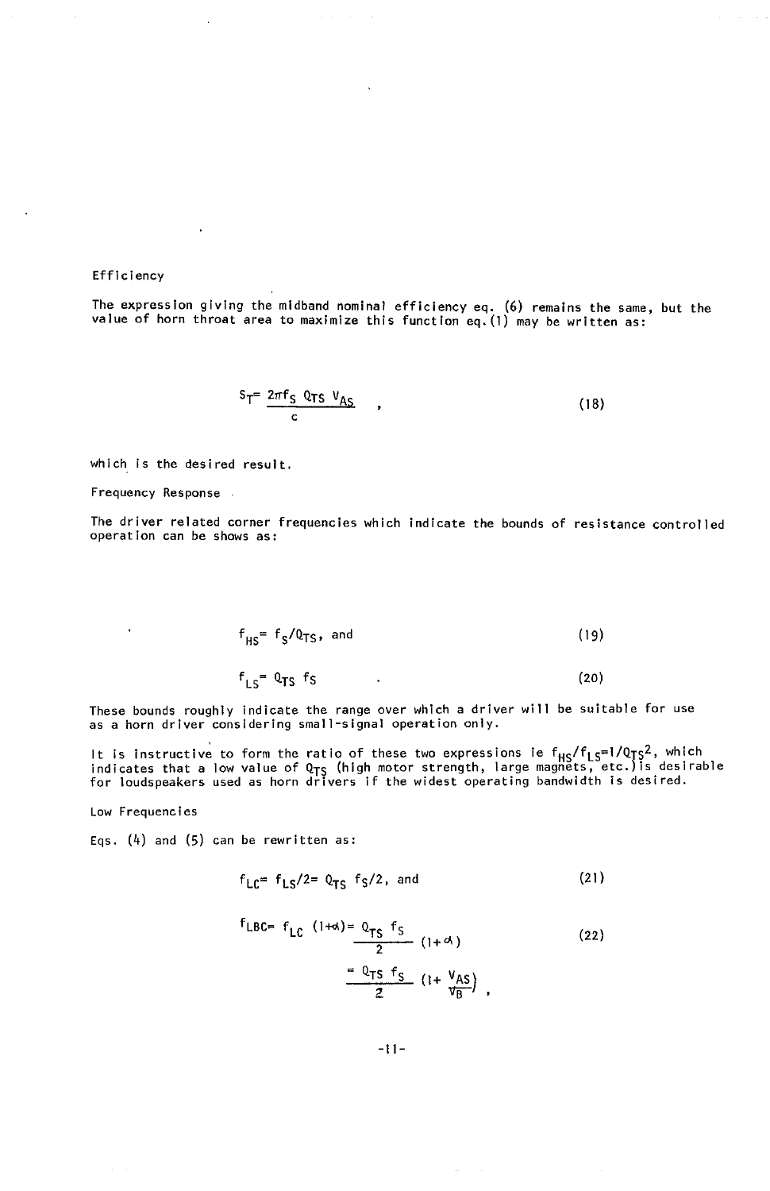### Efficiency

The expression giving the midband nominal efficiency eq. (6) remains the same, but the value of horn throat area to maximize this function eq.(1) may be written as:

$$S_T = \frac{2\pi f_S\, Q_{TS}\, V_{AS}}{c} \quad , \tag{18}$$

which is the desired result.

### Frequency Response

The driver related corner frequencies which indicate the bounds of resistance controlled operation can be shows as:

$$f_{HS} = f_S/Q_{TS}, \text{ and} \tag{19}$$

$$f_{LS} = Q_{TS}\, f_S \quad . \tag{20}$$

These bounds roughly indicate the range over which a driver will be suitable for use as a horn driver considering small-signal operation only.

It is instructive to form the ratio of these two expressions ie $f_{HS}/f_{LS} = 1/Q_{TS}^2$, which indicates that a low value of $Q_{TS}$ (high motor strength, large magnets, etc.)is desirable for loudspeakers used as horn drivers if the widest operating bandwidth is desired.

### Low Frequencies

Eqs. (4) and (5) can be rewritten as:

$$f_{LC} = f_{LS}/2 = Q_{TS}\, f_S/2, \text{ and} \tag{21}$$

$$f_{LBC} = f_{LC}\,(1+\alpha) = \frac{Q_{TS}\, f_S}{2}\,(1+\alpha) = \frac{Q_{TS}\, f_S}{2}\left(1+\frac{V_{AS}}{V_B}\right) , \tag{22}$$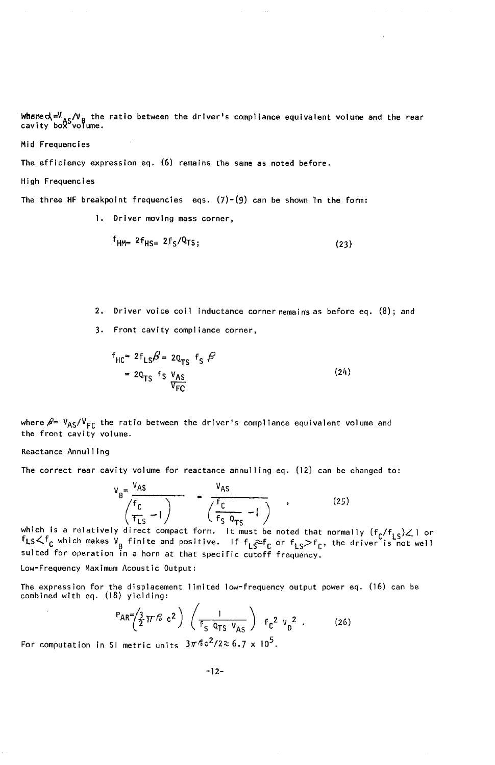where $\alpha = V_{AS}/V_B$ the ratio between the driver's compliance equivalent volume and the rear cavity box volume.

Mid Frequencies

The efficiency expression eq. (6) remains the same as noted before.

High Frequencies

The three HF breakpoint frequencies eqs. (7)-(9) can be shown in the form:

1. Driver moving mass corner,

$$f_{HM} = 2f_{HS} = 2f_S/Q_{TS}; \qquad (23)$$

2. Driver voice coil inductance corner remains as before eq. (8); and

3. Front cavity compliance corner,

$$f_{HC} = 2f_{LS}\beta = 2Q_{TS}\, f_S\, \beta$$
$$= 2Q_{TS}\, f_S\, \frac{V_{AS}}{V_{FC}} \qquad (24)$$

where $\beta = V_{AS}/V_{FC}$ the ratio between the driver's compliance equivalent volume and the front cavity volume.

Reactance Annulling

The correct rear cavity volume for reactance annulling eq. (12) can be changed to:

$$V_B = \frac{V_{AS}}{\left(\frac{f_C}{f_{LS}} - 1\right)} = \frac{V_{AS}}{\left(\frac{f_C}{f_S\, Q_{TS}} - 1\right)}, \qquad (25)$$

which is a relatively direct compact form. It must be noted that normally $(f_C/f_{LS}) < 1$ or $f_{LS} < f_C$ which makes $V_B$ finite and positive. If $f_{LS} \approx f_C$ or $f_{LS} > f_C$, the driver is not well suited for operation in a horn at that specific cutoff frequency.

Low-Frequency Maximum Acoustic Output:

The expression for the displacement limited low-frequency output power eq. (16) can be combined with eq. (18) yielding:

$$P_{AR} = \left(\frac{3}{2}\pi\rho_0 c^2\right)\left(\frac{1}{f_S\, Q_{TS}\, V_{AS}}\right) f_C^2\, V_D^2 \,. \qquad (26)$$

For computation in SI metric units $3\pi\rho_0 c^2/2 \approx 6.7 \times 10^5$.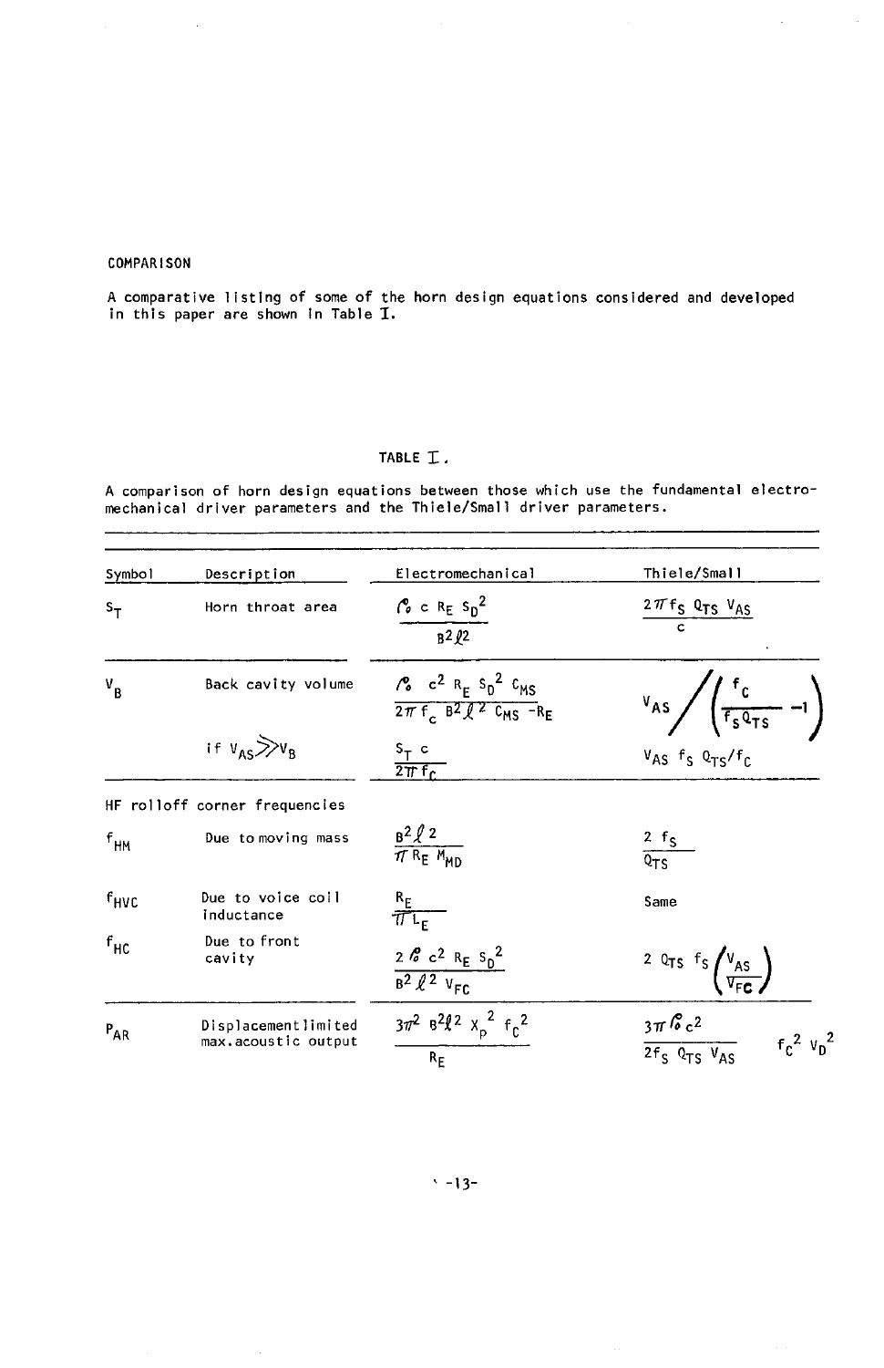COMPARISON

A comparative listing of some of the horn design equations considered and developed in this paper are shown in Table I.

TABLE I.

A comparison of horn design equations between those which use the fundamental electro-mechanical driver parameters and the Thiele/Small driver parameters.

| Symbol | Description | Electromechanical | Thiele/Small |
|---|---|---|---|
| $S_T$ | Horn throat area | $\dfrac{\rho_0 c R_E S_D^2}{B^2 \ell^2}$ | $\dfrac{2\pi f_S Q_{TS} V_{AS}}{c}$ |
| $V_B$ | Back cavity volume | $\dfrac{\rho_0 c^2 R_E S_D^2 C_{MS}}{2\pi f_C B^2 \ell^2 C_{MS} - R_E}$ | $V_{AS} \bigg/ \left(\dfrac{f_C}{f_S Q_{TS}} - 1\right)$ |
| | if $V_{AS} \gg V_B$ | $\dfrac{S_T c}{2\pi f_C}$ | $V_{AS} f_S Q_{TS}/f_C$ |
| HF rolloff corner frequencies | | | |
| $f_{HM}$ | Due to moving mass | $\dfrac{B^2 \ell^2}{\pi R_E M_{MD}}$ | $\dfrac{2 f_S}{Q_{TS}}$ |
| $f_{HVC}$ | Due to voice coil inductance | $\dfrac{R_E}{\pi L_E}$ | Same |
| $f_{HC}$ | Due to front cavity | $\dfrac{2 \rho_0 c^2 R_E S_D^2}{B^2 \ell^2 V_{FC}}$ | $2 Q_{TS} f_S \left(\dfrac{V_{AS}}{V_{FC}}\right)$ |
| $P_{AR}$ | Displacement limited max. acoustic output | $\dfrac{3\pi^2 B^2 \ell^2 X_P^2 f_C^2}{R_E}$ | $\dfrac{3\pi \rho_0 c^2}{2 f_S Q_{TS} V_{AS}} f_C^2 V_D^2$ |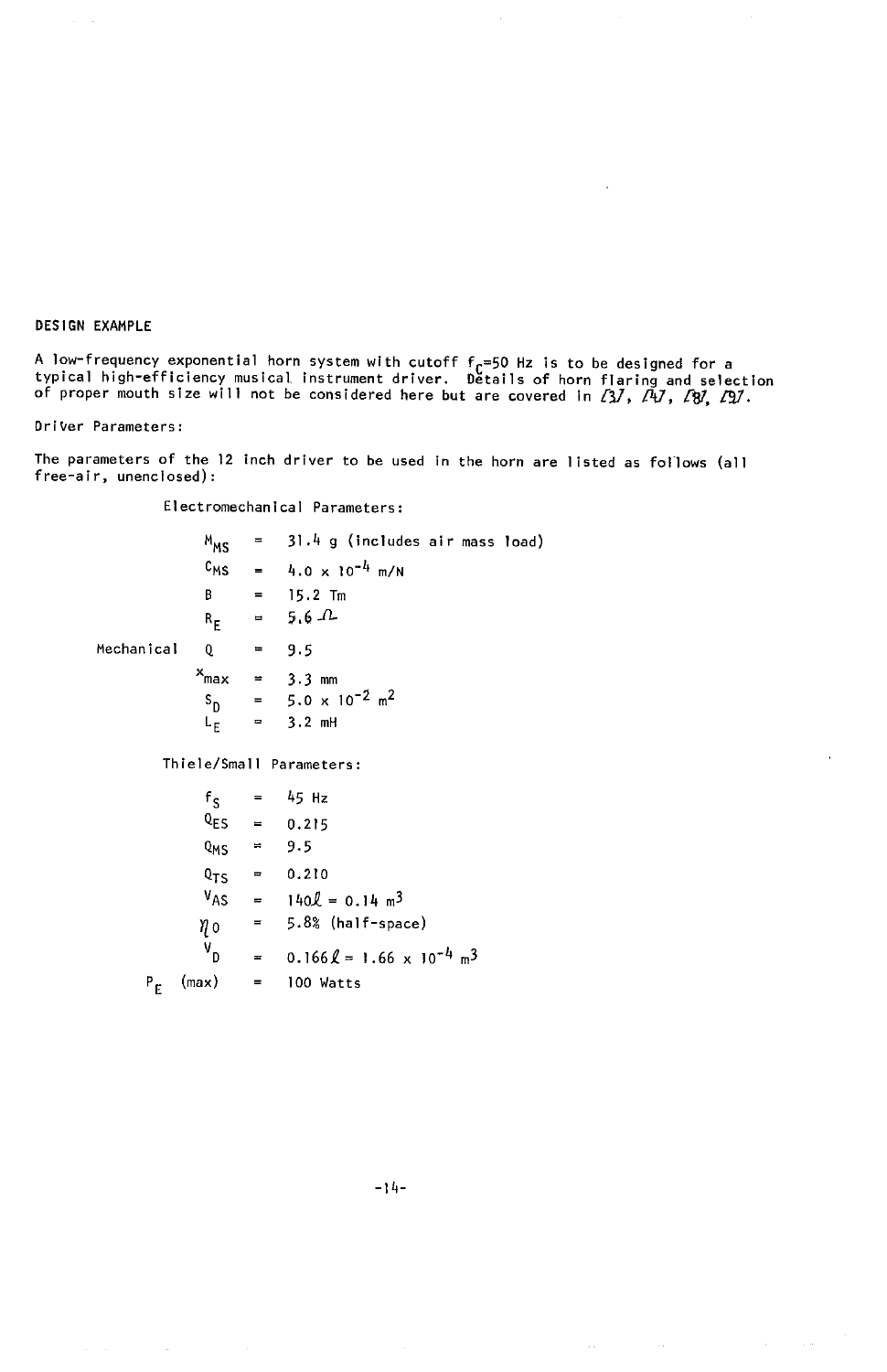## DESIGN EXAMPLE

A low-frequency exponential horn system with cutoff $f_C$=50 Hz is to be designed for a typical high-efficiency musical instrument driver. Details of horn flaring and selection of proper mouth size will not be considered here but are covered in [3], [4], [8], [9].

Driver Parameters:

The parameters of the 12 inch driver to be used in the horn are listed as follows (all free-air, unenclosed):

Electromechanical Parameters:

| | | | |
|---|---|---|---|
| | $M_{MS}$ | = | 31.4 g (includes air mass load) |
| | $C_{MS}$ | = | $4.0 \times 10^{-4}$ m/N |
| | B | = | 15.2 Tm |
| | $R_E$ | = | 5.6 $\Omega$ |
| Mechanical | Q | = | 9.5 |
| | $x_{max}$ | = | 3.3 mm |
| | $S_D$ | = | $5.0 \times 10^{-2}$ $m^2$ |
| | $L_E$ | = | 3.2 mH |

Thiele/Small Parameters:

| | | | |
|---|---|---|---|
| | $f_S$ | = | 45 Hz |
| | $Q_{ES}$ | = | 0.215 |
| | $Q_{MS}$ | = | 9.5 |
| | $Q_{TS}$ | = | 0.210 |
| | $V_{AS}$ | = | $140\ell = 0.14$ $m^3$ |
| | $\eta_0$ | = | 5.8% (half-space) |
| | $V_D$ | = | $0.166\ell = 1.66 \times 10^{-4}$ $m^3$ |
| $P_E$ (max) | | = | 100 Watts |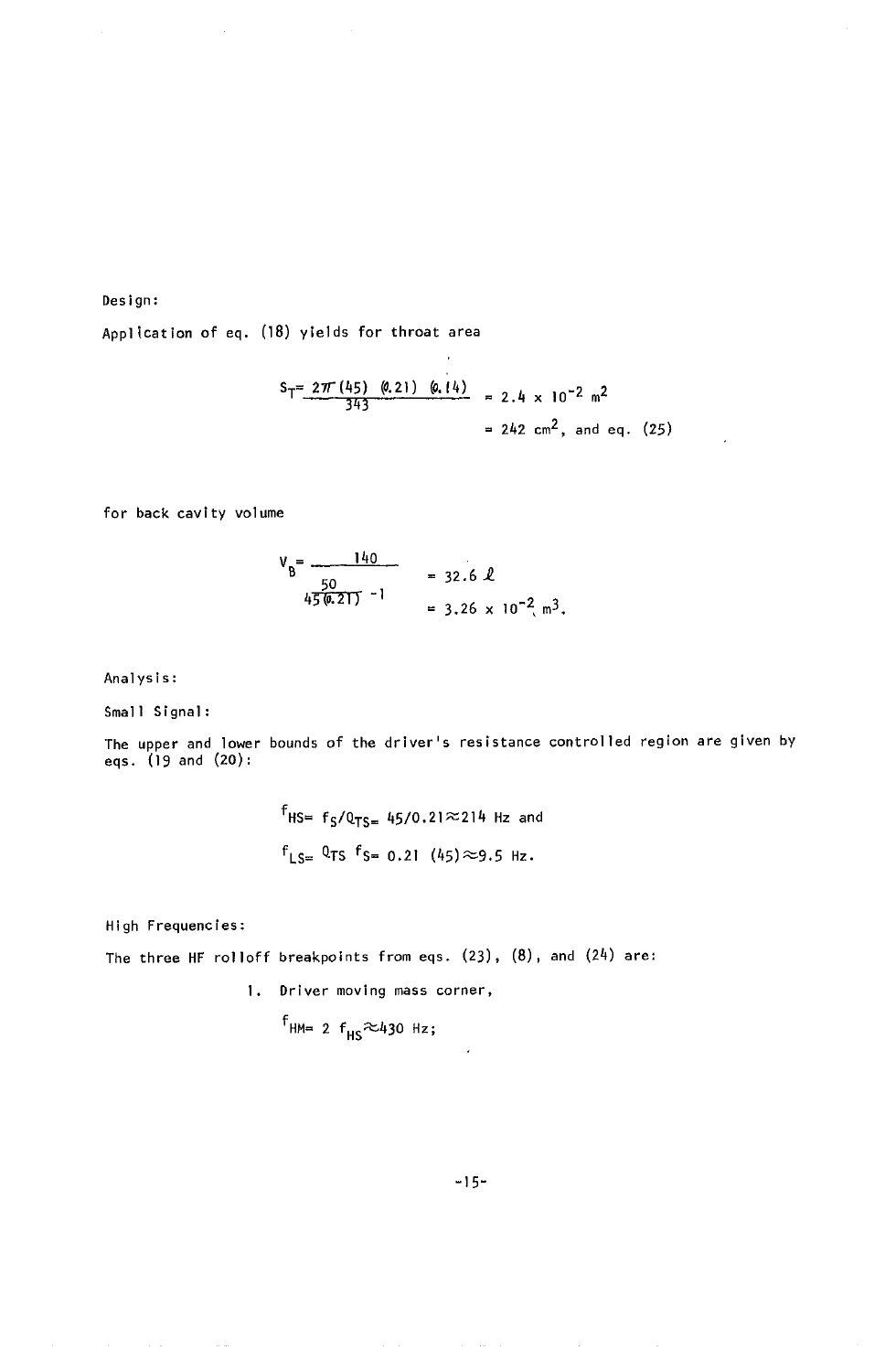Design:

Application of eq. (18) yields for throat area

$$S_T = \frac{2\pi(45)(0.21)(0.14)}{343} = 2.4 \times 10^{-2}\ m^2$$

$$= 242\ cm^2, \text{ and eq. (25)}$$

for back cavity volume

$$V_B = \frac{140}{\frac{50}{45(0.21)} - 1} = 32.6\ \ell$$

$$= 3.26 \times 10^{-2}\ m^3.$$

Analysis:

Small Signal:

The upper and lower bounds of the driver's resistance controlled region are given by eqs. (19 and (20):

$$f_{HS} = f_S/Q_{TS} = 45/0.21 \approx 214\ \text{Hz and}$$

$$f_{LS} = Q_{TS}\ f_S = 0.21\ (45) \approx 9.5\ \text{Hz}.$$

High Frequencies:

The three HF rolloff breakpoints from eqs. (23), (8), and (24) are:

1. Driver moving mass corner,

   $$f_{HM} = 2\ f_{HS} \approx 430\ \text{Hz};$$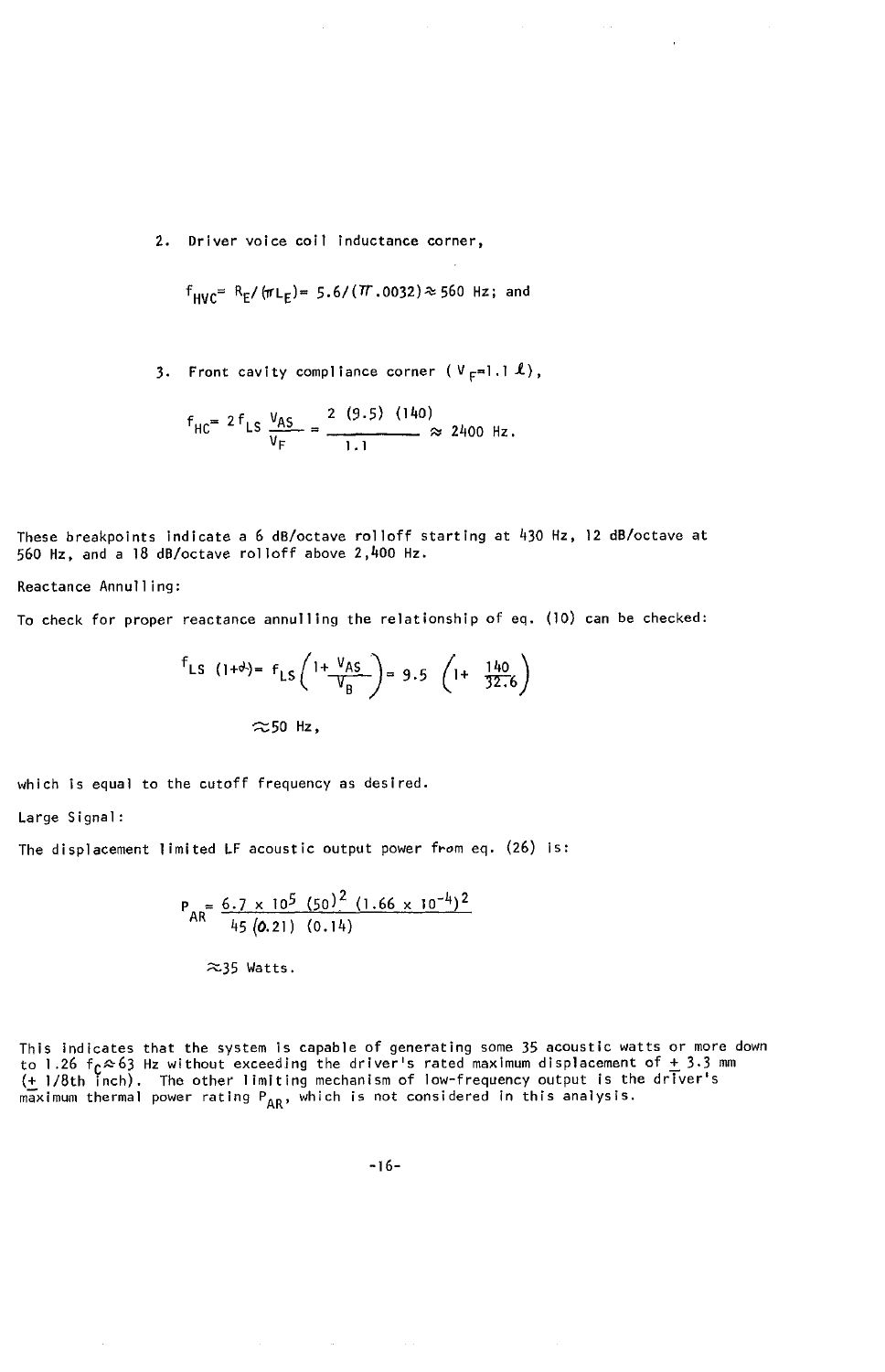2. Driver voice coil inductance corner,

$$f_{HVC} = R_E/(\pi L_E) = 5.6/(\pi .0032) \approx 560 \text{ Hz; and}$$

3. Front cavity compliance corner ( $V_F = 1.1\ \ell$),

$$f_{HC} = 2 f_{LS} \frac{V_{AS}}{V_F} = \frac{2\ (9.5)\ \ (140)}{1.1} \approx 2400 \text{ Hz.}$$

These breakpoints indicate a 6 dB/octave rolloff starting at 430 Hz, 12 dB/octave at 560 Hz, and a 18 dB/octave rolloff above 2,400 Hz.

Reactance Annulling:

To check for proper reactance annulling the relationship of eq. (10) can be checked:

$$f_{LS}\ (1+\alpha) = f_{LS}\left(1+\frac{V_{AS}}{V_B}\right) = 9.5\ \left(1+\ \frac{140}{32.6}\right)$$

$$\approx 50 \text{ Hz,}$$

which is equal to the cutoff frequency as desired.

Large Signal:

The displacement limited LF acoustic output power from eq. (26) is:

$$P_{AR} = \frac{6.7 \times 10^5\ (50)^2\ (1.66 \times 10^{-4})^2}{45\ (0.21)\ \ (0.14)}$$

$$\approx 35 \text{ Watts.}$$

This indicates that the system is capable of generating some 35 acoustic watts or more down to 1.26 $f_C \approx 63$ Hz without exceeding the driver's rated maximum displacement of $\pm$ 3.3 mm ($\pm$ 1/8th inch). The other limiting mechanism of low-frequency output is the driver's maximum thermal power rating $P_{AR}$, which is not considered in this analysis.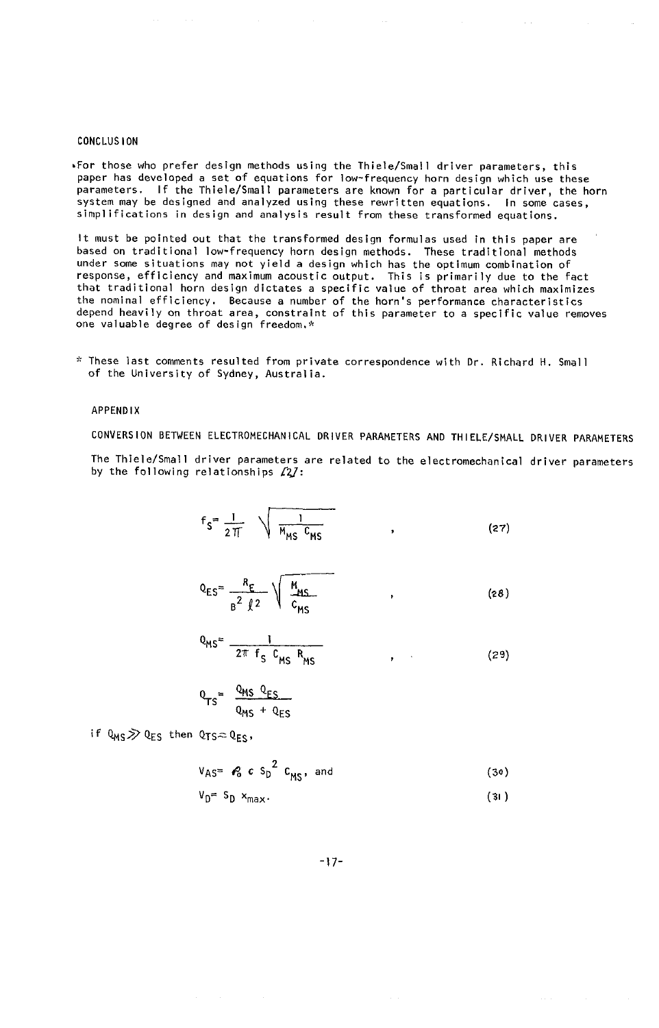## CONCLUSION

For those who prefer design methods using the Thiele/Small driver parameters, this paper has developed a set of equations for low-frequency horn design which use these parameters. If the Thiele/Small parameters are known for a particular driver, the horn system may be designed and analyzed using these rewritten equations. In some cases, simplifications in design and analysis result from these transformed equations.

It must be pointed out that the transformed design formulas used in this paper are based on traditional low-frequency horn design methods. These traditional methods under some situations may not yield a design which has the optimum combination of response, efficiency and maximum acoustic output. This is primarily due to the fact that traditional horn design dictates a specific value of throat area which maximizes the nominal efficiency. Because a number of the horn's performance characteristics depend heavily on throat area, constraint of this parameter to a specific value removes one valuable degree of design freedom.*

* These last comments resulted from private correspondence with Dr. Richard H. Small of the University of Sydney, Australia.

## APPENDIX

### CONVERSION BETWEEN ELECTROMECHANICAL DRIVER PARAMETERS AND THIELE/SMALL DRIVER PARAMETERS

The Thiele/Small driver parameters are related to the electromechanical driver parameters by the following relationships [2]:

$$f_S = \frac{1}{2\pi}\sqrt{\frac{1}{M_{MS}\,C_{MS}}} \quad , \tag{27}$$

$$Q_{ES} = \frac{R_E}{B^2\,\ell^2}\sqrt{\frac{M_{MS}}{C_{MS}}} \quad , \tag{28}$$

$$Q_{MS} = \frac{1}{2\pi\, f_S\, C_{MS}\, R_{MS}} \quad , \tag{29}$$

$$Q_{TS} = \frac{Q_{MS}\,Q_{ES}}{Q_{MS} + Q_{ES}}$$

if $Q_{MS} \gg Q_{ES}$ then $Q_{TS} \simeq Q_{ES}$,

$$V_{AS} = \rho_0\, c\, S_D^{\,2}\, C_{MS}, \text{ and} \tag{30}$$

$$V_D = S_D\, x_{max}. \tag{31}$$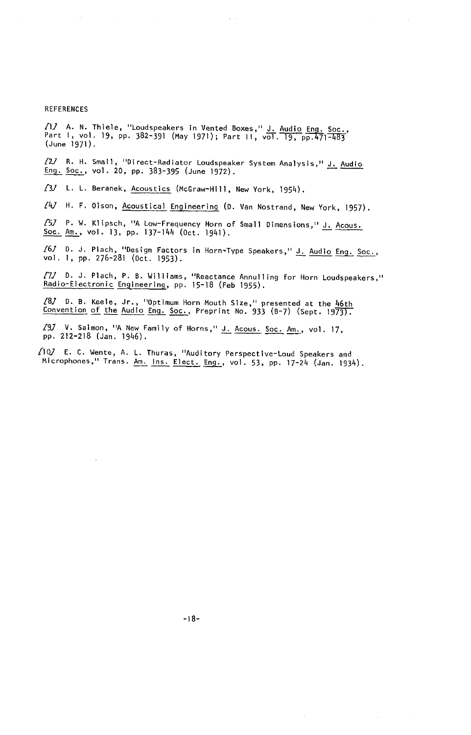REFERENCES

[1] A. N. Thiele, "Loudspeakers in Vented Boxes," J. Audio Eng. Soc., Part I, vol. 19, pp. 382-391 (May 1971); Part II, vol. 19, pp.471-483 (June 1971).

[2] R. H. Small, "Direct-Radiator Loudspeaker System Analysis," J. Audio Eng. Soc., vol. 20, pp. 383-395 (June 1972).

[3] L. L. Beranek, Acoustics (McGraw-Hill, New York, 1954).

[4] H. F. Olson, Acoustical Engineering (D. Van Nostrand, New York, 1957).

[5] P. W. Klipsch, "A Low-Frequency Horn of Small Dimensions," J. Acous. Soc. Am., vol. 13, pp. 137-144 (Oct. 1941).

[6] D. J. Plach, "Design Factors in Horn-Type Speakers," J. Audio Eng. Soc., vol. 1, pp. 276-281 (Oct. 1953).

[7] D. J. Plach, P. B. Williams, "Reactance Annulling for Horn Loudspeakers," Radio-Electronic Engineering, pp. 15-18 (Feb 1955).

[8] D. B. Keele, Jr., "Optimum Horn Mouth Size," presented at the 46th Convention of the Audio Eng. Soc., Preprint No. 933 (B-7) (Sept. 1973).

[9] V. Salmon, "A New Family of Horns," J. Acous. Soc. Am., vol. 17, pp. 212-218 (Jan. 1946).

[10] E. C. Wente, A. L. Thuras, "Auditory Perspective-Loud Speakers and Microphones," Trans. Am. Ins. Elect. Eng., vol. 53, pp. 17-24 (Jan. 1934).